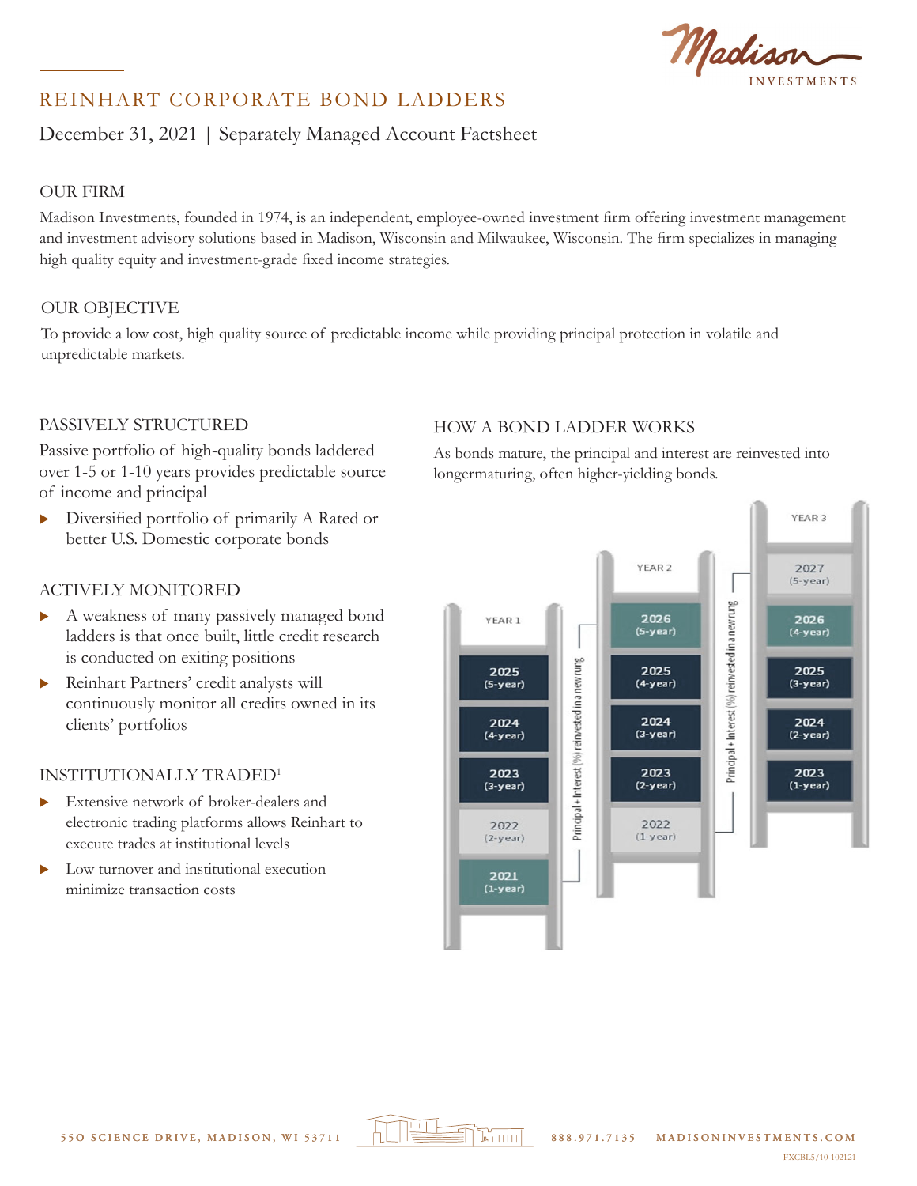# REINHART CORPORATE BOND LADDERS

December 31, 2021 | Separately Managed Account Factsheet

## OUR FIRM

Madison Investments, founded in 1974, is an independent, employee-owned investment firm offering investment management and investment advisory solutions based in Madison, Wisconsin and Milwaukee, Wisconsin. The firm specializes in managing high quality equity and investment-grade fixed income strategies.

## OUR OBJECTIVE

To provide a low cost, high quality source of predictable income while providing principal protection in volatile and unpredictable markets.

## PASSIVELY STRUCTURED

Passive portfolio of high-quality bonds laddered over 1-5 or 1-10 years provides predictable source of income and principal

- Diversified portfolio of primarily A Rated or better U.S. Domestic corporate bonds

## ACTIVELY MONITORED

- A weakness of many passively managed bond ladders is that once built, little credit research is conducted on exiting positions
- Reinhart Partners' credit analysts will continuously monitor all credits owned in its clients' portfolios

## INSTITUTIONALLY TRADED[1]

- Extensive network of broker-dealers and electronic trading platforms allows Reinhart to execute trades at institutional levels
- Low turnover and institutional execution minimize transaction costs

## HOW A BOND LADDER WORKS

As bonds mature, the principal and interest are reinvested into longermaturing, often higher-yielding bonds.

| YEAR 1 | YEAR 2 | YEAR 3 |
|---|---|---|
| | | 2027 (5-year) |
| | 2026 (5-year) | 2026 (4-year) |
| 2025 (5-year) | 2025 (4-year) | 2025 (3-year) |
| 2024 (4-year) | 2024 (3-year) | 2024 (2-year) |
| 2023 (3-year) | 2023 (2-year) | 2023 (1-year) |
| 2022 (2-year) | 2022 (1-year) | |
| 2021 (1-year) | | |

Principal + Interest (%) reinvested in a new rung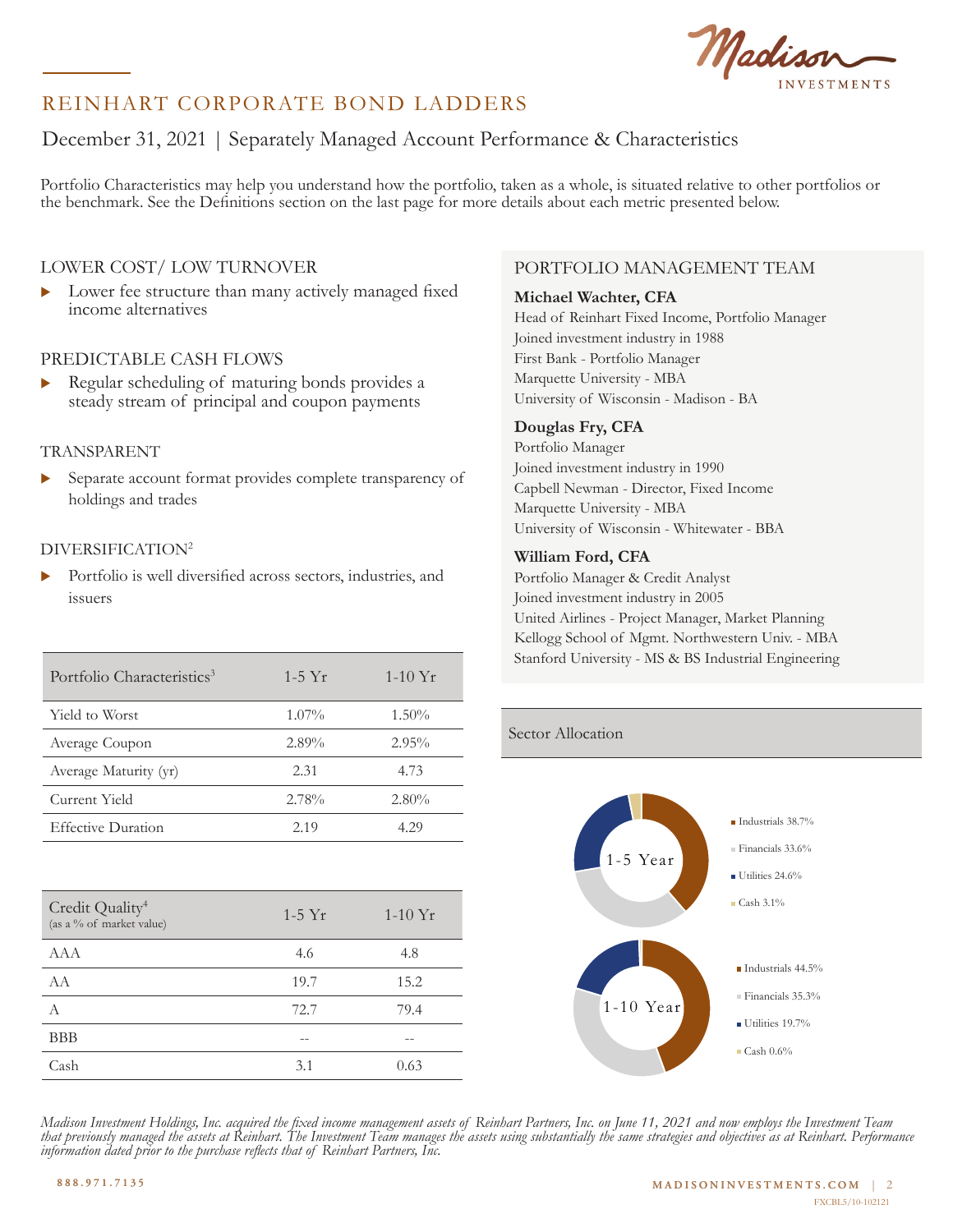# REINHART CORPORATE BOND LADDERS

December 31, 2021 | Separately Managed Account Performance & Characteristics

Portfolio Characteristics may help you understand how the portfolio, taken as a whole, is situated relative to other portfolios or the benchmark. See the Definitions section on the last page for more details about each metric presented below.

## LOWER COST/ LOW TURNOVER

- Lower fee structure than many actively managed fixed income alternatives

## PREDICTABLE CASH FLOWS

- Regular scheduling of maturing bonds provides a steady stream of principal and coupon payments

## TRANSPARENT

- Separate account format provides complete transparency of holdings and trades

## DIVERSIFICATION[2]

- Portfolio is well diversified across sectors, industries, and issuers

| Portfolio Characteristics[3] | 1-5 Yr | 1-10 Yr |
|---|---|---|
| Yield to Worst | 1.07% | 1.50% |
| Average Coupon | 2.89% | 2.95% |
| Average Maturity (yr) | 2.31 | 4.73 |
| Current Yield | 2.78% | 2.80% |
| Effective Duration | 2.19 | 4.29 |

| Credit Quality[4] (as a % of market value) | 1-5 Yr | 1-10 Yr |
|---|---|---|
| AAA | 4.6 | 4.8 |
| AA | 19.7 | 15.2 |
| A | 72.7 | 79.4 |
| BBB | -- | -- |
| Cash | 3.1 | 0.63 |

## PORTFOLIO MANAGEMENT TEAM

**Michael Wachter, CFA**
Head of Reinhart Fixed Income, Portfolio Manager
Joined investment industry in 1988
First Bank - Portfolio Manager
Marquette University - MBA
University of Wisconsin - Madison - BA

**Douglas Fry, CFA**
Portfolio Manager
Joined investment industry in 1990
Capbell Newman - Director, Fixed Income
Marquette University - MBA
University of Wisconsin - Whitewater - BBA

**William Ford, CFA**
Portfolio Manager & Credit Analyst
Joined investment industry in 2005
United Airlines - Project Manager, Market Planning
Kellogg School of Mgmt. Northwestern Univ. - MBA
Stanford University - MS & BS Industrial Engineering

## Sector Allocation

**1-5 Year**

- Industrials 38.7%
- Financials 33.6%
- Utilities 24.6%
- Cash 3.1%

**1-10 Year**

- Industrials 44.5%
- Financials 35.3%
- Utilities 19.7%
- Cash 0.6%

*Madison Investment Holdings, Inc. acquired the fixed income management assets of Reinhart Partners, Inc. on June 11, 2021 and now employs the Investment Team that previously managed the assets at Reinhart. The Investment Team manages the assets using substantially the same strategies and objectives as at Reinhart. Performance information dated prior to the purchase reflects that of Reinhart Partners, Inc.*

888.971.7135

MADISONINVESTMENTS.COM

FXCBL5/10-102121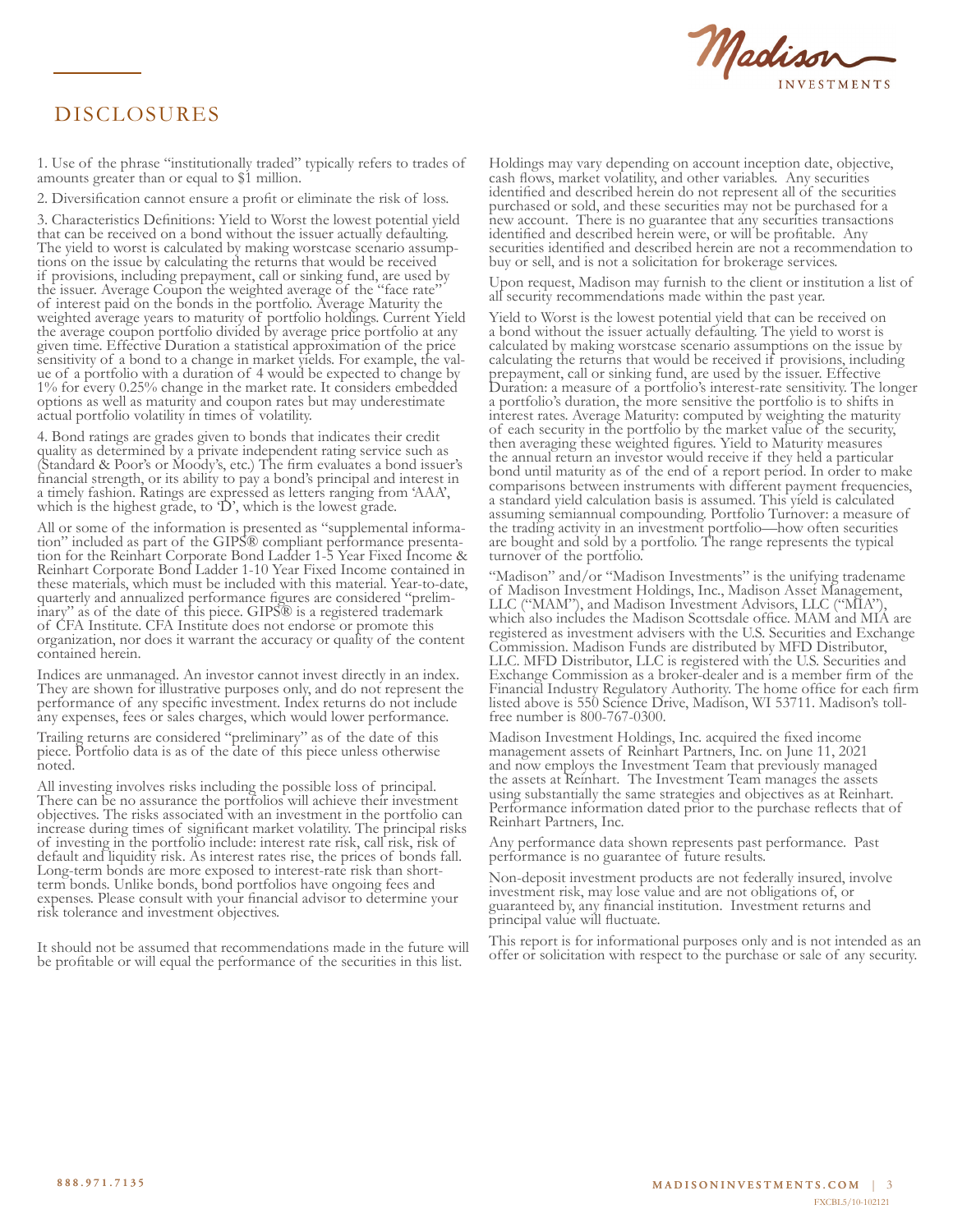# DISCLOSURES

1. Use of the phrase "institutionally traded" typically refers to trades of amounts greater than or equal to $1 million.

2. Diversification cannot ensure a profit or eliminate the risk of loss.

3. Characteristics Definitions: Yield to Worst the lowest potential yield that can be received on a bond without the issuer actually defaulting. The yield to worst is calculated by making worstcase scenario assumptions on the issue by calculating the returns that would be received if provisions, including prepayment, call or sinking fund, are used by the issuer. Average Coupon the weighted average of the "face rate" of interest paid on the bonds in the portfolio. Average Maturity the weighted average years to maturity of portfolio holdings. Current Yield the average coupon portfolio divided by average price portfolio at any given time. Effective Duration a statistical approximation of the price sensitivity of a bond to a change in market yields. For example, the value of a portfolio with a duration of 4 would be expected to change by 1% for every 0.25% change in the market rate. It considers embedded options as well as maturity and coupon rates but may underestimate actual portfolio volatility in times of volatility.

4. Bond ratings are grades given to bonds that indicates their credit quality as determined by a private independent rating service such as (Standard & Poor's or Moody's, etc.) The firm evaluates a bond issuer's financial strength, or its ability to pay a bond's principal and interest in a timely fashion. Ratings are expressed as letters ranging from 'AAA', which is the highest grade, to 'D', which is the lowest grade.

All or some of the information is presented as "supplemental information" included as part of the GIPS® compliant performance presentation for the Reinhart Corporate Bond Ladder 1-5 Year Fixed Income & Reinhart Corporate Bond Ladder 1-10 Year Fixed Income contained in these materials, which must be included with this material. Year-to-date, quarterly and annualized performance figures are considered "preliminary" as of the date of this piece. GIPS® is a registered trademark of CFA Institute. CFA Institute does not endorse or promote this organization, nor does it warrant the accuracy or quality of the content contained herein.

Indices are unmanaged. An investor cannot invest directly in an index. They are shown for illustrative purposes only, and do not represent the performance of any specific investment. Index returns do not include any expenses, fees or sales charges, which would lower performance.

Trailing returns are considered "preliminary" as of the date of this piece. Portfolio data is as of the date of this piece unless otherwise noted.

All investing involves risks including the possible loss of principal. There can be no assurance the portfolios will achieve their investment objectives. The risks associated with an investment in the portfolio can increase during times of significant market volatility. The principal risks of investing in the portfolio include: interest rate risk, call risk, risk of default and liquidity risk. As interest rates rise, the prices of bonds fall. Long-term bonds are more exposed to interest-rate risk than short-term bonds. Unlike bonds, bond portfolios have ongoing fees and expenses. Please consult with your financial advisor to determine your risk tolerance and investment objectives.

It should not be assumed that recommendations made in the future will be profitable or will equal the performance of the securities in this list.

Holdings may vary depending on account inception date, objective, cash flows, market volatility, and other variables. Any securities identified and described herein do not represent all of the securities purchased or sold, and these securities may not be purchased for a new account. There is no guarantee that any securities transactions identified and described herein were, or will be profitable. Any securities identified and described herein are not a recommendation to buy or sell, and is not a solicitation for brokerage services.

Upon request, Madison may furnish to the client or institution a list of all security recommendations made within the past year.

Yield to Worst is the lowest potential yield that can be received on a bond without the issuer actually defaulting. The yield to worst is calculated by making worstcase scenario assumptions on the issue by calculating the returns that would be received if provisions, including prepayment, call or sinking fund, are used by the issuer. Effective Duration: a measure of a portfolio's interest-rate sensitivity. The longer a portfolio's duration, the more sensitive the portfolio is to shifts in interest rates. Average Maturity: computed by weighting the maturity of each security in the portfolio by the market value of the security, then averaging these weighted figures. Yield to Maturity measures the annual return an investor would receive if they held a particular bond until maturity as of the end of a report period. In order to make comparisons between instruments with different payment frequencies, a standard yield calculation basis is assumed. This yield is calculated assuming semiannual compounding. Portfolio Turnover: a measure of the trading activity in an investment portfolio—how often securities are bought and sold by a portfolio. The range represents the typical turnover of the portfolio.

"Madison" and/or "Madison Investments" is the unifying tradename of Madison Investment Holdings, Inc., Madison Asset Management, LLC ("MAM"), and Madison Investment Advisors, LLC ("MIA"), which also includes the Madison Scottsdale office. MAM and MIA are registered as investment advisers with the U.S. Securities and Exchange Commission. Madison Funds are distributed by MFD Distributor, LLC. MFD Distributor, LLC is registered with the U.S. Securities and Exchange Commission as a broker-dealer and is a member firm of the Financial Industry Regulatory Authority. The home office for each firm listed above is 550 Science Drive, Madison, WI 53711. Madison's toll-free number is 800-767-0300.

Madison Investment Holdings, Inc. acquired the fixed income management assets of Reinhart Partners, Inc. on June 11, 2021 and now employs the Investment Team that previously managed the assets at Reinhart. The Investment Team manages the assets using substantially the same strategies and objectives as at Reinhart. Performance information dated prior to the purchase reflects that of Reinhart Partners, Inc.

Any performance data shown represents past performance. Past performance is no guarantee of future results.

Non-deposit investment products are not federally insured, involve investment risk, may lose value and are not obligations of, or guaranteed by, any financial institution. Investment returns and principal value will fluctuate.

This report is for informational purposes only and is not intended as an offer or solicitation with respect to the purchase or sale of any security.

888.971.7135

MADISONINVESTMENTS.COM

FXCBL5/10-102121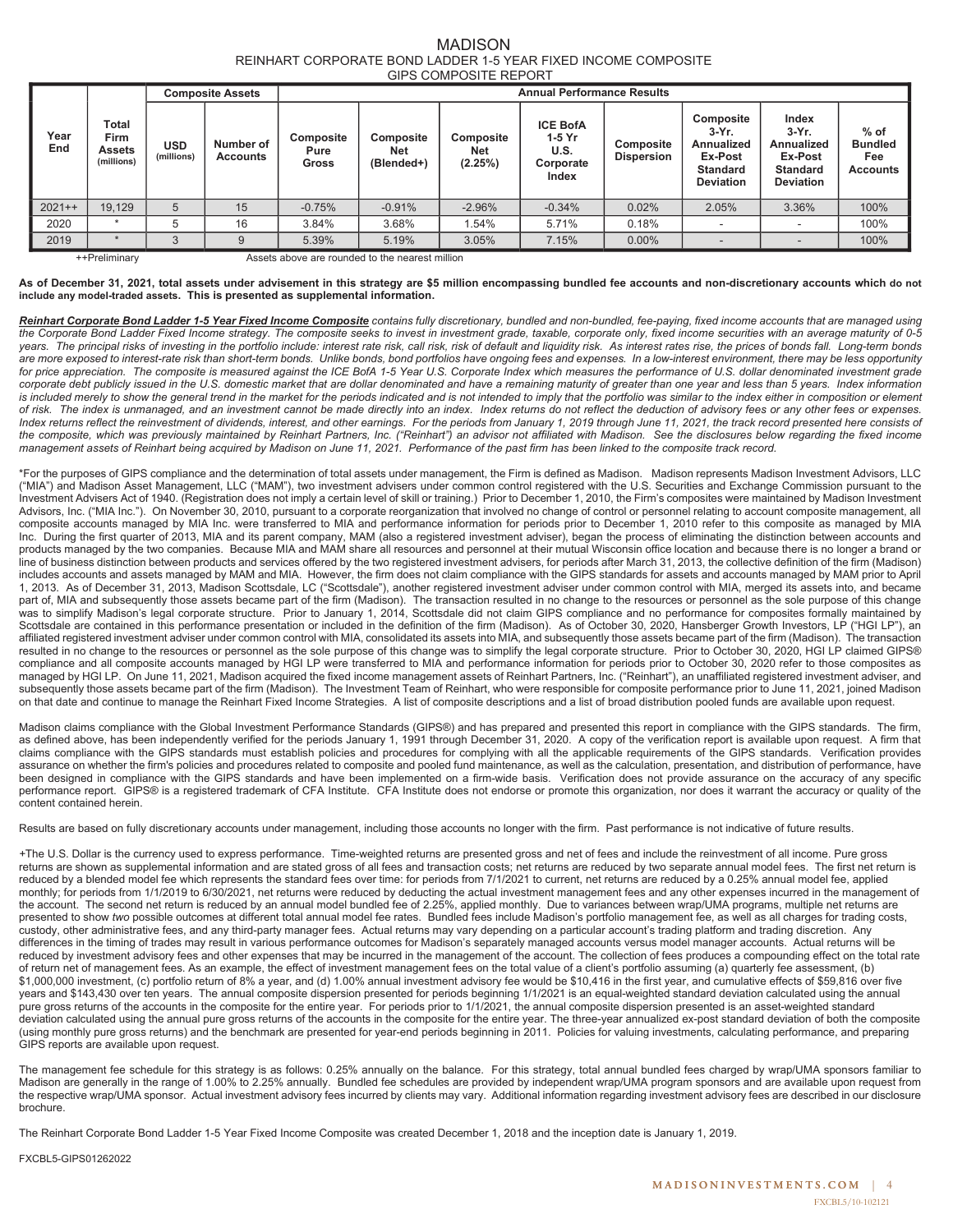# MADISON

## REINHART CORPORATE BOND LADDER 1-5 YEAR FIXED INCOME COMPOSITE

### GIPS COMPOSITE REPORT

| Year End | Total Firm Assets (millions) | Composite Assets | | Annual Performance Results | | | | | | | |
|---|---|---|---|---|---|---|---|---|---|---|---|
| | | USD (millions) | Number of Accounts | Composite Pure Gross | Composite Net (Blended+) | Composite Net (2.25%) | ICE BofA 1-5 Yr U.S. Corporate Index | Composite Dispersion | Composite 3-Yr. Annualized Ex-Post Standard Deviation | Index 3-Yr. Annualized Ex-Post Standard Deviation | % of Bundled Fee Accounts |
| 2021++ | 19,129 | 5 | 15 | -0.75% | -0.91% | -2.96% | -0.34% | 0.02% | 2.05% | 3.36% | 100% |
| 2020 | * | 5 | 16 | 3.84% | 3.68% | 1.54% | 5.71% | 0.18% | - | - | 100% |
| 2019 | * | 3 | 9 | 5.39% | 5.19% | 3.05% | 7.15% | 0.00% | - | - | 100% |

++Preliminary　　　Assets above are rounded to the nearest million

**As of December 31, 2021, total assets under advisement in this strategy are $5 million encompassing bundled fee accounts and non-discretionary accounts which do not include any model-traded assets. This is presented as supplemental information.**

***Reinhart Corporate Bond Ladder 1-5 Year Fixed Income Composite*** *contains fully discretionary, bundled and non-bundled, fee-paying, fixed income accounts that are managed using the Corporate Bond Ladder Fixed Income strategy. The composite seeks to invest in investment grade, taxable, corporate only, fixed income securities with an average maturity of 0-5 years. The principal risks of investing in the portfolio include: interest rate risk, call risk, risk of default and liquidity risk. As interest rates rise, the prices of bonds fall. Long-term bonds are more exposed to interest-rate risk than short-term bonds. Unlike bonds, bond portfolios have ongoing fees and expenses. In a low-interest environment, there may be less opportunity for price appreciation. The composite is measured against the ICE BofA 1-5 Year U.S. Corporate Index which measures the performance of U.S. dollar denominated investment grade corporate debt publicly issued in the U.S. domestic market that are dollar denominated and have a remaining maturity of greater than one year and less than 5 years. Index information is included merely to show the general trend in the market for the periods indicated and is not intended to imply that the portfolio was similar to the index either in composition or element of risk. The index is unmanaged, and an investment cannot be made directly into an index. Index returns do not reflect the deduction of advisory fees or any other fees or expenses. Index returns reflect the reinvestment of dividends, interest, and other earnings. For the periods from January 1, 2019 through June 11, 2021, the track record presented here consists of the composite, which was previously maintained by Reinhart Partners, Inc. ("Reinhart") an advisor not affiliated with Madison. See the disclosures below regarding the fixed income management assets of Reinhart being acquired by Madison on June 11, 2021. Performance of the past firm has been linked to the composite track record.*

*For the purposes of GIPS compliance and the determination of total assets under management, the Firm is defined as Madison. Madison represents Madison Investment Advisors, LLC ("MIA") and Madison Asset Management, LLC ("MAM"), two investment advisers under common control registered with the U.S. Securities and Exchange Commission pursuant to the Investment Advisers Act of 1940. (Registration does not imply a certain level of skill or training.) Prior to December 1, 2010, the Firm's composites were maintained by Madison Investment Advisors, Inc. ("MIA Inc."). On November 30, 2010, pursuant to a corporate reorganization that involved no change of control or personnel relating to account composite management, all composite accounts managed by MIA Inc. were transferred to MIA and performance information for periods prior to December 1, 2010 refer to this composite as managed by MIA Inc. During the first quarter of 2013, MIA and its parent company, MAM (also a registered investment adviser), began the process of eliminating the distinction between accounts and products managed by the two companies. Because MIA and MAM share all resources and personnel at their mutual Wisconsin office location and because there is no longer a brand or line of business distinction between products and services offered by the two registered investment advisers, for periods after March 31, 2013, the collective definition of the firm (Madison) includes accounts and assets managed by MAM and MIA. However, the firm does not claim compliance with the GIPS standards for assets and accounts managed by MAM prior to April 1, 2013. As of December 31, 2013, Madison Scottsdale, LC ("Scottsdale"), another registered investment adviser under common control with MIA, merged its assets into, and became part of, MIA and subsequently those assets became part of the firm (Madison). The transaction resulted in no change to the resources or personnel as the sole purpose of this change was to simplify Madison's legal corporate structure. Prior to January 1, 2014, Scottsdale did not claim GIPS compliance and no performance for composites formally maintained by Scottsdale are contained in this performance presentation or included in the definition of the firm (Madison). As of October 30, 2020, Hansberger Growth Investors, LP ("HGI LP"), an affiliated registered investment adviser under common control with MIA, consolidated its assets into MIA, and subsequently those assets became part of the firm (Madison). The transaction resulted in no change to the resources or personnel as the sole purpose of this change was to simplify the legal corporate structure. Prior to October 30, 2020, HGI LP claimed GIPS® compliance and all composite accounts managed by HGI LP were transferred to MIA and performance information for periods prior to October 30, 2020 refer to those composites as managed by HGI LP. On June 11, 2021, Madison acquired the fixed income management assets of Reinhart Partners, Inc. ("Reinhart"), an unaffiliated registered investment adviser, and subsequently those assets became part of the firm (Madison). The Investment Team of Reinhart, who were responsible for composite performance prior to June 11, 2021, joined Madison on that date and continue to manage the Reinhart Fixed Income Strategies. A list of composite descriptions and a list of broad distribution pooled funds are available upon request.

Madison claims compliance with the Global Investment Performance Standards (GIPS®) and has prepared and presented this report in compliance with the GIPS standards. The firm, as defined above, has been independently verified for the periods January 1, 1991 through December 31, 2020. A copy of the verification report is available upon request. A firm that claims compliance with the GIPS standards must establish policies and procedures for complying with all the applicable requirements of the GIPS standards. Verification provides assurance on whether the firm's policies and procedures related to composite and pooled fund maintenance, as well as the calculation, presentation, and distribution of performance, have been designed in compliance with the GIPS standards and have been implemented on a firm-wide basis. Verification does not provide assurance on the accuracy of any specific performance report. GIPS® is a registered trademark of CFA Institute. CFA Institute does not endorse or promote this organization, nor does it warrant the accuracy or quality of the content contained herein.

Results are based on fully discretionary accounts under management, including those accounts no longer with the firm. Past performance is not indicative of future results.

+The U.S. Dollar is the currency used to express performance. Time-weighted returns are presented gross and net of fees and include the reinvestment of all income. Pure gross returns are shown as supplemental information and are stated gross of all fees and transaction costs; net returns are reduced by two separate annual model fees. The first net return is reduced by a blended model fee which represents the standard fees over time: for periods from 7/1/2021 to current, net returns are reduced by a 0.25% annual model fee, applied monthly; for periods from 1/1/2019 to 6/30/2021, net returns were reduced by deducting the actual investment management fees and any other expenses incurred in the management of the account. The second net return is reduced by an annual model bundled fee of 2.25%, applied monthly. Due to variances between wrap/UMA programs, multiple net returns are presented to show *two* possible outcomes at different total annual model fee rates. Bundled fees include Madison's portfolio management fee, as well as all charges for trading costs, custody, other administrative fees, and any third-party manager fees. Actual returns may vary depending on a particular account's trading platform and trading discretion. Any differences in the timing of trades may result in various performance outcomes for Madison's separately managed accounts versus model manager accounts. Actual returns will be reduced by investment advisory fees and other expenses that may be incurred in the management of the account. The collection of fees produces a compounding effect on the total rate of return net of management fees. As an example, the effect of investment management fees on the total value of a client's portfolio assuming (a) quarterly fee assessment, (b) $1,000,000 investment, (c) portfolio return of 8% a year, and (d) 1.00% annual investment advisory fee would be $10,416 in the first year, and cumulative effects of $59,816 over five years and $143,430 over ten years. The annual composite dispersion presented for periods beginning 1/1/2021 is an equal-weighted standard deviation calculated using the annual pure gross returns of the accounts in the composite for the entire year. For periods prior to 1/1/2021, the annual composite dispersion presented is an asset-weighted standard deviation calculated using the annual pure gross returns of the accounts in the composite for the entire year. The three-year annualized ex-post standard deviation of both the composite (using monthly pure gross returns) and the benchmark are presented for year-end periods beginning in 2011. Policies for valuing investments, calculating performance, and preparing GIPS reports are available upon request.

The management fee schedule for this strategy is as follows: 0.25% annually on the balance. For this strategy, total annual bundled fees charged by wrap/UMA sponsors familiar to Madison are generally in the range of 1.00% to 2.25% annually. Bundled fee schedules are provided by independent wrap/UMA program sponsors and are available upon request from the respective wrap/UMA sponsor. Actual investment advisory fees incurred by clients may vary. Additional information regarding investment advisory fees are described in our disclosure brochure.

The Reinhart Corporate Bond Ladder 1-5 Year Fixed Income Composite was created December 1, 2018 and the inception date is January 1, 2019.

FXCBL5-GIPS01262022

FXCBL5/10-102121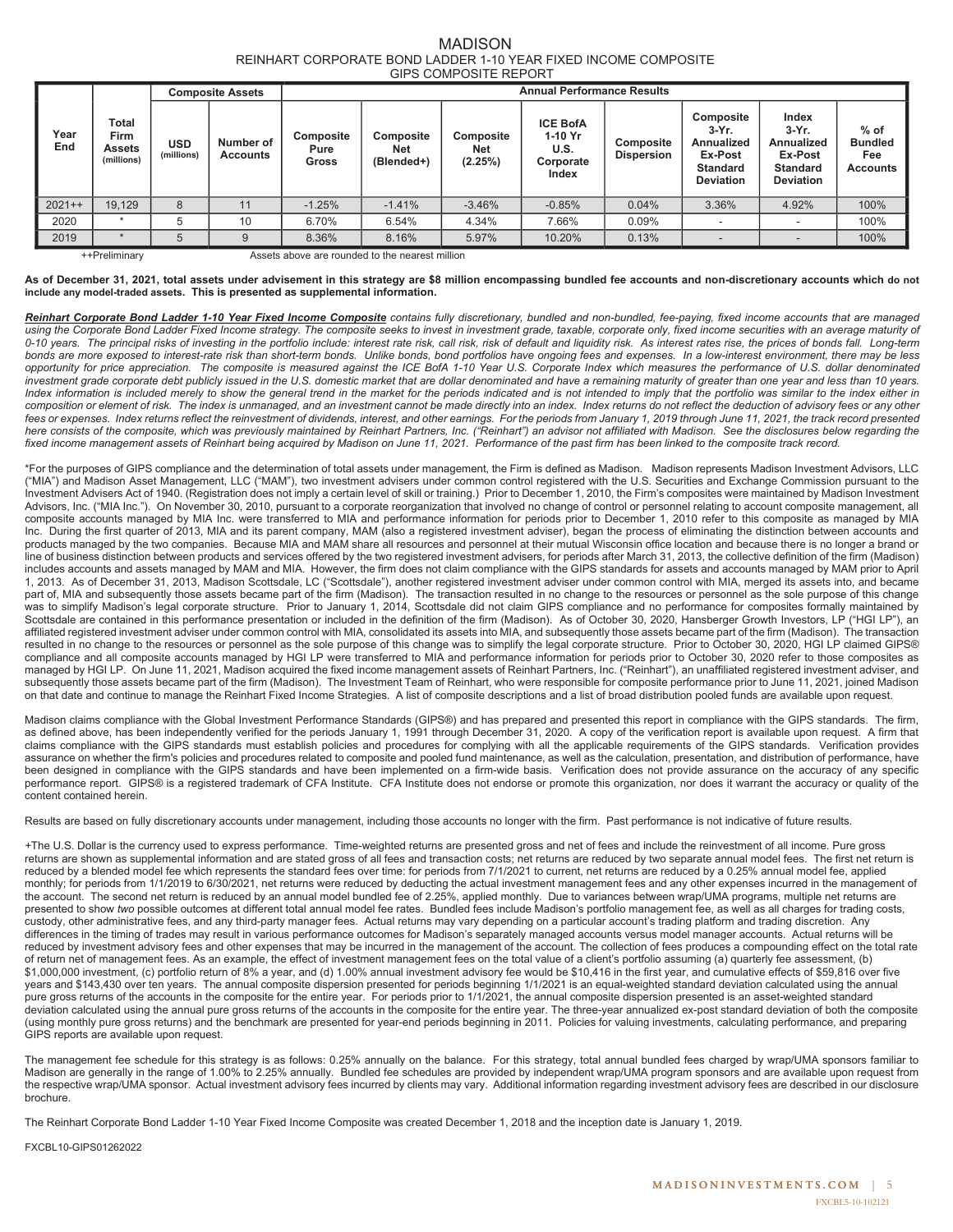# MADISON

## REINHART CORPORATE BOND LADDER 1-10 YEAR FIXED INCOME COMPOSITE

### GIPS COMPOSITE REPORT

| Year End | Total Firm Assets (millions) | Composite Assets | | Annual Performance Results | | | | | | | |
|---|---|---|---|---|---|---|---|---|---|---|---|
| | | USD (millions) | Number of Accounts | Composite Pure Gross | Composite Net (Blended+) | Composite Net (2.25%) | ICE BofA 1-10 Yr U.S. Corporate Index | Composite Dispersion | Composite 3-Yr. Annualized Ex-Post Standard Deviation | Index 3-Yr. Annualized Ex-Post Standard Deviation | % of Bundled Fee Accounts |
| 2021++ | 19,129 | 8 | 11 | -1.25% | -1.41% | -3.46% | -0.85% | 0.04% | 3.36% | 4.92% | 100% |
| 2020 | * | 5 | 10 | 6.70% | 6.54% | 4.34% | 7.66% | 0.09% | - | - | 100% |
| 2019 | * | 5 | 9 | 8.36% | 8.16% | 5.97% | 10.20% | 0.13% | - | - | 100% |

++Preliminary

Assets above are rounded to the nearest million

**As of December 31, 2021, total assets under advisement in this strategy are $8 million encompassing bundled fee accounts and non-discretionary accounts which do not include any model-traded assets. This is presented as supplemental information.**

***Reinhart Corporate Bond Ladder 1-10 Year Fixed Income Composite*** *contains fully discretionary, bundled and non-bundled, fee-paying, fixed income accounts that are managed using the Corporate Bond Ladder Fixed Income strategy. The composite seeks to invest in investment grade, taxable, corporate only, fixed income securities with an average maturity of 0-10 years. The principal risks of investing in the portfolio include: interest rate risk, call risk, risk of default and liquidity risk. As interest rates rise, the prices of bonds fall. Long-term bonds are more exposed to interest-rate risk than short-term bonds. Unlike bonds, bond portfolios have ongoing fees and expenses. In a low-interest environment, there may be less opportunity for price appreciation. The composite is measured against the ICE BofA 1-10 Year U.S. Corporate Index which measures the performance of U.S. dollar denominated investment grade corporate debt publicly issued in the U.S. domestic market that are dollar denominated and have a remaining maturity of greater than one year and less than 10 years. Index information is included merely to show the general trend in the market for the periods indicated and is not intended to imply that the portfolio was similar to the index either in composition or element of risk. The index is unmanaged, and an investment cannot be made directly into an index. Index returns do not reflect the deduction of advisory fees or any other fees or expenses. Index returns reflect the reinvestment of dividends, interest, and other earnings. For the periods from January 1, 2019 through June 11, 2021, the track record presented here consists of the composite, which was previously maintained by Reinhart Partners, Inc. ("Reinhart") an advisor not affiliated with Madison. See the disclosures below regarding the fixed income management assets of Reinhart being acquired by Madison on June 11, 2021. Performance of the past firm has been linked to the composite track record.*

*For the purposes of GIPS compliance and the determination of total assets under management, the Firm is defined as Madison. Madison represents Madison Investment Advisors, LLC ("MIA") and Madison Asset Management, LLC ("MAM"), two investment advisers under common control registered with the U.S. Securities and Exchange Commission pursuant to the Investment Advisers Act of 1940. (Registration does not imply a certain level of skill or training.) Prior to December 1, 2010, the Firm's composites were maintained by Madison Investment Advisors, Inc. ("MIA Inc."). On November 30, 2010, pursuant to a corporate reorganization that involved no change of control or personnel relating to account composite management, all composite accounts managed by MIA Inc. were transferred to MIA and performance information for periods prior to December 1, 2010 refer to this composite as managed by MIA Inc. During the first quarter of 2013, MIA and its parent company, MAM (also a registered investment adviser), began the process of eliminating the distinction between accounts and products managed by the two companies. Because MIA and MAM share all resources and personnel at their mutual Wisconsin office location and because there is no longer a brand or line of business distinction between products and services offered by the two registered investment advisers, for periods after March 31, 2013, the collective definition of the firm (Madison) includes accounts and assets managed by MAM and MIA. However, the firm does not claim compliance with the GIPS standards for assets and accounts managed by MAM prior to April 1, 2013. As of December 31, 2013, Madison Scottsdale, LC ("Scottsdale"), another registered investment adviser under common control with MIA, merged its assets into, and became part of, MIA and subsequently those assets became part of the firm (Madison). The transaction resulted in no change to the resources or personnel as the sole purpose of this change was to simplify Madison's legal corporate structure. Prior to January 1, 2014, Scottsdale did not claim GIPS compliance and no performance for composites formally maintained by Scottsdale are contained in this performance presentation or included in the definition of the firm (Madison). As of October 30, 2020, Hansberger Growth Investors, LP ("HGI LP"), an affiliated registered investment adviser under common control with MIA, consolidated its assets into MIA, and subsequently those assets became part of the firm (Madison). The transaction resulted in no change to the resources or personnel as the sole purpose of this change was to simplify the legal corporate structure. Prior to October 30, 2020, HGI LP claimed GIPS® compliance and all composite accounts managed by HGI LP were transferred to MIA and performance information for periods prior to October 30, 2020 refer to those composites as managed by HGI LP. On June 11, 2021, Madison acquired the fixed income management assets of Reinhart Partners, Inc. ("Reinhart"), an unaffiliated registered investment adviser, and subsequently those assets became part of the firm (Madison). The Investment Team of Reinhart, who were responsible for composite performance prior to June 11, 2021, joined Madison on that date and continue to manage the Reinhart Fixed Income Strategies. A list of composite descriptions and a list of broad distribution pooled funds are available upon request.

Madison claims compliance with the Global Investment Performance Standards (GIPS®) and has prepared and presented this report in compliance with the GIPS standards. The firm, as defined above, has been independently verified for the periods January 1, 1991 through December 31, 2020. A copy of the verification report is available upon request. A firm that claims compliance with the GIPS standards must establish policies and procedures for complying with all the applicable requirements of the GIPS standards. Verification provides assurance on whether the firm's policies and procedures related to composite and pooled fund maintenance, as well as the calculation, presentation, and distribution of performance, have been designed in compliance with the GIPS standards and have been implemented on a firm-wide basis. Verification does not provide assurance on the accuracy of any specific performance report. GIPS® is a registered trademark of CFA Institute. CFA Institute does not endorse or promote this organization, nor does it warrant the accuracy or quality of the content contained herein.

Results are based on fully discretionary accounts under management, including those accounts no longer with the firm. Past performance is not indicative of future results.

+The U.S. Dollar is the currency used to express performance. Time-weighted returns are presented gross and net of fees and include the reinvestment of all income. Pure gross returns are shown as supplemental information and are stated gross of all fees and transaction costs; net returns are reduced by two separate annual model fees. The first net return is reduced by a blended model fee which represents the standard fees over time: for periods from 7/1/2021 to current, net returns are reduced by a 0.25% annual model fee, applied monthly; for periods from 1/1/2019 to 6/30/2021, net returns were reduced by deducting the actual investment management fees and any other expenses incurred in the management of the account. The second net return is reduced by an annual model bundled fee of 2.25%, applied monthly. Due to variances between wrap/UMA programs, multiple net returns are presented to show *two* possible outcomes at different total annual model fee rates. Bundled fees include Madison's portfolio management fee, as well as all charges for trading costs, custody, other administrative fees, and any third-party manager fees. Actual returns may vary depending on a particular account's trading platform and trading discretion. Any differences in the timing of trades may result in various performance outcomes for Madison's separately managed accounts versus model manager accounts. Actual returns will be reduced by investment advisory fees and other expenses that may be incurred in the management of the account. The collection of fees produces a compounding effect on the total rate of return net of management fees. As an example, the effect of investment management fees on the total value of a client's portfolio assuming (a) quarterly fee assessment, (b) $1,000,000 investment, (c) portfolio return of 8% a year, and (d) 1.00% annual investment advisory fee would be $10,416 in the first year, and cumulative effects of $59,816 over five years and $143,430 over ten years. The annual composite dispersion presented for periods beginning 1/1/2021 is an equal-weighted standard deviation calculated using the annual pure gross returns of the accounts in the composite for the entire year. For periods prior to 1/1/2021, the annual composite dispersion presented is an asset-weighted standard deviation calculated using the annual pure gross returns of the accounts in the composite for the entire year. The three-year annualized ex-post standard deviation of both the composite (using monthly pure gross returns) and the benchmark are presented for year-end periods beginning in 2011. Policies for valuing investments, calculating performance, and preparing GIPS reports are available upon request.

The management fee schedule for this strategy is as follows: 0.25% annually on the balance. For this strategy, total annual bundled fees charged by wrap/UMA sponsors familiar to Madison are generally in the range of 1.00% to 2.25% annually. Bundled fee schedules are provided by independent wrap/UMA program sponsors and are available upon request from the respective wrap/UMA sponsor. Actual investment advisory fees incurred by clients may vary. Additional information regarding investment advisory fees are described in our disclosure brochure.

The Reinhart Corporate Bond Ladder 1-10 Year Fixed Income Composite was created December 1, 2018 and the inception date is January 1, 2019.

FXCBL10-GIPS01262022

MADISONINVESTMENTS.COM

FXCBL5-10-102121